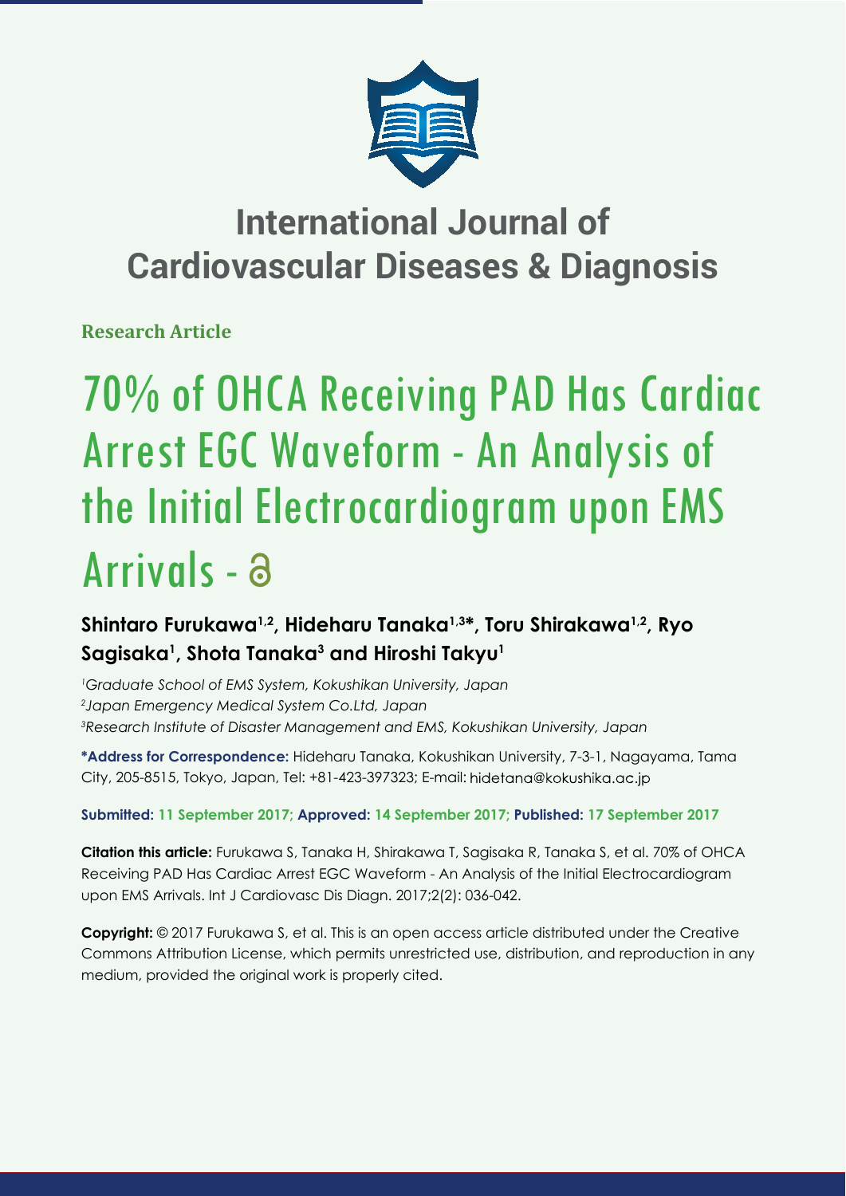# International Journal of Cardiovascular Diseases & Diagnosis

**Research Article**

# 70% of OHCA Receiving PAD Has Cardiac Arrest EGC Waveform - An Analysis of the Initial Electrocardiogram upon EMS Arrivals -

**Shintaro Furukawa[1,2], Hideharu Tanaka[1,3]*, Toru Shirakawa[1,2], Ryo Sagisaka[1], Shota Tanaka[3] and Hiroshi Takyu[1]**

*[1]Graduate School of EMS System, Kokushikan University, Japan*
*[2]Japan Emergency Medical System Co.Ltd, Japan*
*[3]Research Institute of Disaster Management and EMS, Kokushikan University, Japan*

**\*Address for Correspondence:** Hideharu Tanaka, Kokushikan University, 7-3-1, Nagayama, Tama City, 205-8515, Tokyo, Japan, Tel: +81-423-397323; E-mail: hidetana@kokushika.ac.jp

**Submitted: 11 September 2017; Approved: 14 September 2017; Published: 17 September 2017**

**Citation this article:** Furukawa S, Tanaka H, Shirakawa T, Sagisaka R, Tanaka S, et al. 70% of OHCA Receiving PAD Has Cardiac Arrest EGC Waveform - An Analysis of the Initial Electrocardiogram upon EMS Arrivals. Int J Cardiovasc Dis Diagn. 2017;2(2): 036-042.

**Copyright:** © 2017 Furukawa S, et al. This is an open access article distributed under the Creative Commons Attribution License, which permits unrestricted use, distribution, and reproduction in any medium, provided the original work is properly cited.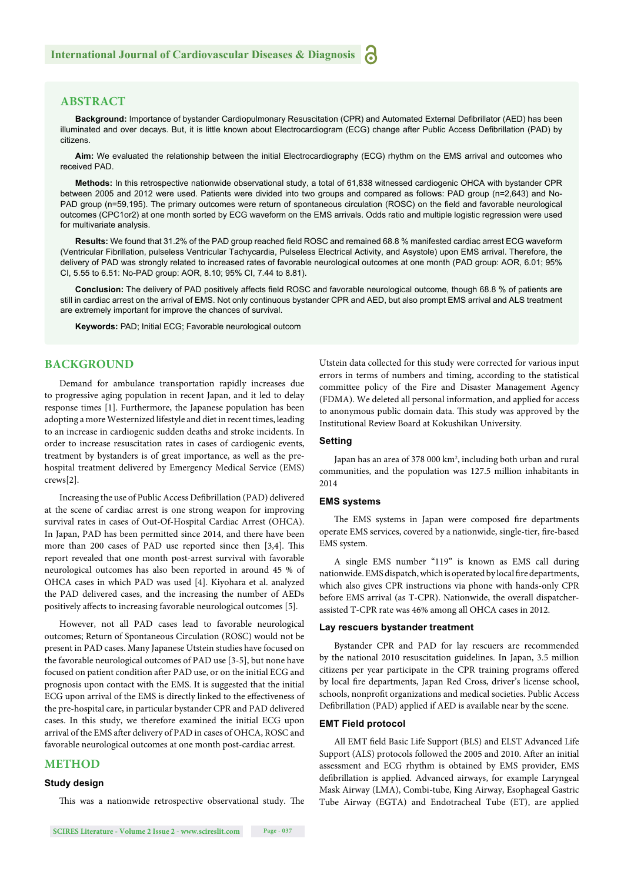## ABSTRACT

**Background:** Importance of bystander Cardiopulmonary Resuscitation (CPR) and Automated External Defibrillator (AED) has been illuminated and over decays. But, it is little known about Electrocardiogram (ECG) change after Public Access Defibrillation (PAD) by citizens.

**Aim:** We evaluated the relationship between the initial Electrocardiography (ECG) rhythm on the EMS arrival and outcomes who received PAD.

**Methods:** In this retrospective nationwide observational study, a total of 61,838 witnessed cardiogenic OHCA with bystander CPR between 2005 and 2012 were used. Patients were divided into two groups and compared as follows: PAD group (n=2,643) and No-PAD group (n=59,195). The primary outcomes were return of spontaneous circulation (ROSC) on the field and favorable neurological outcomes (CPC1or2) at one month sorted by ECG waveform on the EMS arrivals. Odds ratio and multiple logistic regression were used for multivariate analysis.

**Results:** We found that 31.2% of the PAD group reached field ROSC and remained 68.8 % manifested cardiac arrest ECG waveform (Ventricular Fibrillation, pulseless Ventricular Tachycardia, Pulseless Electrical Activity, and Asystole) upon EMS arrival. Therefore, the delivery of PAD was strongly related to increased rates of favorable neurological outcomes at one month (PAD group: AOR, 6.01; 95% CI, 5.55 to 6.51: No-PAD group: AOR, 8.10; 95% CI, 7.44 to 8.81).

**Conclusion:** The delivery of PAD positively affects field ROSC and favorable neurological outcome, though 68.8 % of patients are still in cardiac arrest on the arrival of EMS. Not only continuous bystander CPR and AED, but also prompt EMS arrival and ALS treatment are extremely important for improve the chances of survival.

**Keywords:** PAD; Initial ECG; Favorable neurological outcom

## BACKGROUND

Demand for ambulance transportation rapidly increases due to progressive aging population in recent Japan, and it led to delay response times [1]. Furthermore, the Japanese population has been adopting a more Westernized lifestyle and diet in recent times, leading to an increase in cardiogenic sudden deaths and stroke incidents. In order to increase resuscitation rates in cases of cardiogenic events, treatment by bystanders is of great importance, as well as the pre-hospital treatment delivered by Emergency Medical Service (EMS) crews[2].

Increasing the use of Public Access Defibrillation (PAD) delivered at the scene of cardiac arrest is one strong weapon for improving survival rates in cases of Out-Of-Hospital Cardiac Arrest (OHCA). In Japan, PAD has been permitted since 2014, and there have been more than 200 cases of PAD use reported since then [3,4]. This report revealed that one month post-arrest survival with favorable neurological outcomes has also been reported in around 45 % of OHCA cases in which PAD was used [4]. Kiyohara et al. analyzed the PAD delivered cases, and the increasing the number of AEDs positively affects to increasing favorable neurological outcomes [5].

However, not all PAD cases lead to favorable neurological outcomes; Return of Spontaneous Circulation (ROSC) would not be present in PAD cases. Many Japanese Utstein studies have focused on the favorable neurological outcomes of PAD use [3-5], but none have focused on patient condition after PAD use, or on the initial ECG and prognosis upon contact with the EMS. It is suggested that the initial ECG upon arrival of the EMS is directly linked to the effectiveness of the pre-hospital care, in particular bystander CPR and PAD delivered cases. In this study, we therefore examined the initial ECG upon arrival of the EMS after delivery of PAD in cases of OHCA, ROSC and favorable neurological outcomes at one month post-cardiac arrest.

## METHOD

### Study design

This was a nationwide retrospective observational study. The Utstein data collected for this study were corrected for various input errors in terms of numbers and timing, according to the statistical committee policy of the Fire and Disaster Management Agency (FDMA). We deleted all personal information, and applied for access to anonymous public domain data. This study was approved by the Institutional Review Board at Kokushikan University.

### Setting

Japan has an area of 378 000 km$^2$, including both urban and rural communities, and the population was 127.5 million inhabitants in 2014

### EMS systems

The EMS systems in Japan were composed fire departments operate EMS services, covered by a nationwide, single-tier, fire-based EMS system.

A single EMS number "119" is known as EMS call during nationwide. EMS dispatch, which is operated by local fire departments, which also gives CPR instructions via phone with hands-only CPR before EMS arrival (as T-CPR). Nationwide, the overall dispatcher-assisted T-CPR rate was 46% among all OHCA cases in 2012.

### Lay rescuers bystander treatment

Bystander CPR and PAD for lay rescuers are recommended by the national 2010 resuscitation guidelines. In Japan, 3.5 million citizens per year participate in the CPR training programs offered by local fire departments, Japan Red Cross, driver's license school, schools, nonprofit organizations and medical societies. Public Access Defibrillation (PAD) applied if AED is available near by the scene.

### EMT Field protocol

All EMT field Basic Life Support (BLS) and ELST Advanced Life Support (ALS) protocols followed the 2005 and 2010. After an initial assessment and ECG rhythm is obtained by EMS provider, EMS defibrillation is applied. Advanced airways, for example Laryngeal Mask Airway (LMA), Combi-tube, King Airway, Esophageal Gastric Tube Airway (EGTA) and Endotracheal Tube (ET), are applied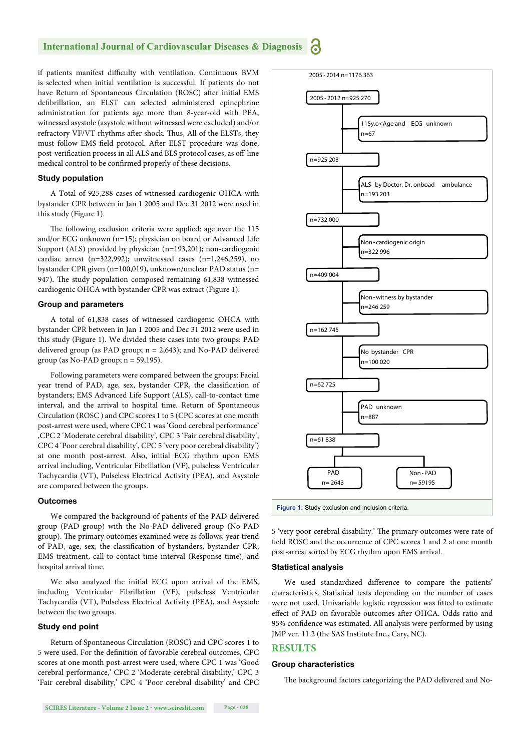if patients manifest difficulty with ventilation. Continuous BVM is selected when initial ventilation is successful. If patients do not have Return of Spontaneous Circulation (ROSC) after initial EMS defibrillation, an ELST can selected administered epinephrine administration for patients age more than 8-year-old with PEA, witnessed asystole (asystole without witnessed were excluded) and/or refractory VF/VT rhythms after shock. Thus, All of the ELSTs, they must follow EMS field protocol. After ELST procedure was done, post-verification process in all ALS and BLS protocol cases, as off-line medical control to be confirmed properly of these decisions.

### Study population

A Total of 925,288 cases of witnessed cardiogenic OHCA with bystander CPR between in Jan 1 2005 and Dec 31 2012 were used in this study (Figure 1).

The following exclusion criteria were applied: age over the 115 and/or ECG unknown (n=15); physician on board or Advanced Life Support (ALS) provided by physician (n=193,201); non-cardiogenic cardiac arrest (n=322,992); unwitnessed cases (n=1,246,259), no bystander CPR given (n=100,019), unknown/unclear PAD status (n= 947). The study population composed remaining 61,838 witnessed cardiogenic OHCA with bystander CPR was extract (Figure 1).

### Group and parameters

A total of 61,838 cases of witnessed cardiogenic OHCA with bystander CPR between in Jan 1 2005 and Dec 31 2012 were used in this study (Figure 1). We divided these cases into two groups: PAD delivered group (as PAD group; n = 2,643); and No-PAD delivered group (as No-PAD group; n = 59,195).

Following parameters were compared between the groups: Facial year trend of PAD, age, sex, bystander CPR, the classification of bystanders; EMS Advanced Life Support (ALS), call-to-contact time interval, and the arrival to hospital time. Return of Spontaneous Circulation (ROSC ) and CPC scores 1 to 5 (CPC scores at one month post-arrest were used, where CPC 1 was 'Good cerebral performance' ,CPC 2 'Moderate cerebral disability', CPC 3 'Fair cerebral disability', CPC 4 'Poor cerebral disability', CPC 5 'very poor cerebral disability') at one month post-arrest. Also, initial ECG rhythm upon EMS arrival including, Ventricular Fibrillation (VF), pulseless Ventricular Tachycardia (VT), Pulseless Electrical Activity (PEA), and Asystole are compared between the groups.

### Outcomes

We compared the background of patients of the PAD delivered group (PAD group) with the No-PAD delivered group (No-PAD group). The primary outcomes examined were as follows: year trend of PAD, age, sex, the classification of bystanders, bystander CPR, EMS treatment, call-to-contact time interval (Response time), and hospital arrival time.

We also analyzed the initial ECG upon arrival of the EMS, including Ventricular Fibrillation (VF), pulseless Ventricular Tachycardia (VT), Pulseless Electrical Activity (PEA), and Asystole between the two groups.

### Study end point

Return of Spontaneous Circulation (ROSC) and CPC scores 1 to 5 were used. For the definition of favorable cerebral outcomes, CPC scores at one month post-arrest were used, where CPC 1 was 'Good cerebral performance,' CPC 2 'Moderate cerebral disability,' CPC 3 'Fair cerebral disability,' CPC 4 'Poor cerebral disability' and CPC

2005 - 2014 n=1176 363

- 2005 - 2012 n=925 270
  - Excluded: 115y.o<Age and ECG unknown n=67
- n=925 203
  - Excluded: ALS by Doctor, Dr. onboad ambulance n=193 203
- n=732 000
  - Excluded: Non-cardiogenic origin n=322 996
- n=409 004
  - Excluded: Non-witness by bystander n=246 259
- n=162 745
  - Excluded: No bystander CPR n=100 020
- n=62 725
  - Excluded: PAD unknown n=887
- n=61 838
  - PAD n= 2643
  - Non-PAD n= 59195

**Figure 1:** Study exclusion and inclusion criteria.

5 'very poor cerebral disability.' The primary outcomes were rate of field ROSC and the occurrence of CPC scores 1 and 2 at one month post-arrest sorted by ECG rhythm upon EMS arrival.

### Statistical analysis

We used standardized difference to compare the patients' characteristics. Statistical tests depending on the number of cases were not used. Univariable logistic regression was fitted to estimate effect of PAD on favorable outcomes after OHCA. Odds ratio and 95% confidence was estimated. All analysis were performed by using JMP ver. 11.2 (the SAS Institute Inc., Cary, NC).

## RESULTS

### Group characteristics

The background factors categorizing the PAD delivered and No-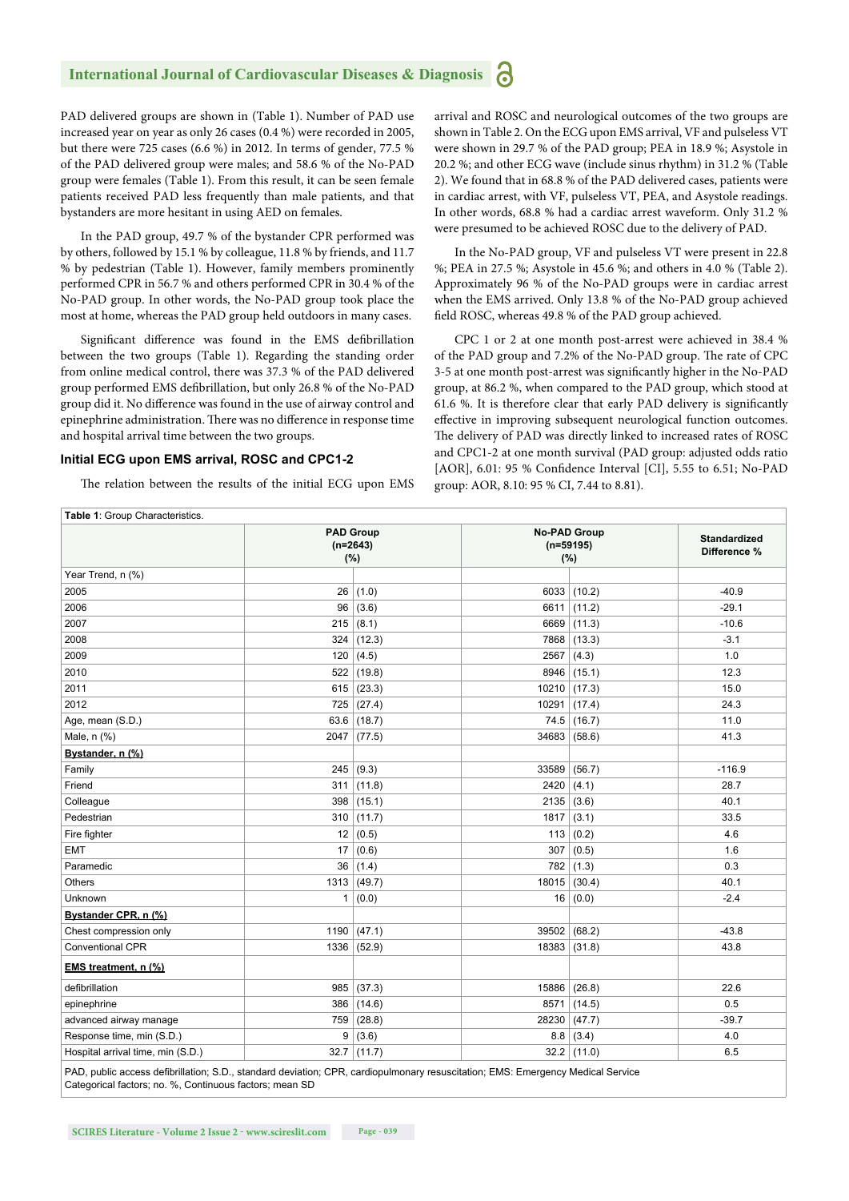PAD delivered groups are shown in (Table 1). Number of PAD use increased year on year as only 26 cases (0.4 %) were recorded in 2005, but there were 725 cases (6.6 %) in 2012. In terms of gender, 77.5 % of the PAD delivered group were males; and 58.6 % of the No-PAD group were females (Table 1). From this result, it can be seen female patients received PAD less frequently than male patients, and that bystanders are more hesitant in using AED on females.

In the PAD group, 49.7 % of the bystander CPR performed was by others, followed by 15.1 % by colleague, 11.8 % by friends, and 11.7 % by pedestrian (Table 1). However, family members prominently performed CPR in 56.7 % and others performed CPR in 30.4 % of the No-PAD group. In other words, the No-PAD group took place the most at home, whereas the PAD group held outdoors in many cases.

Significant difference was found in the EMS defibrillation between the two groups (Table 1). Regarding the standing order from online medical control, there was 37.3 % of the PAD delivered group performed EMS defibrillation, but only 26.8 % of the No-PAD group did it. No difference was found in the use of airway control and epinephrine administration. There was no difference in response time and hospital arrival time between the two groups.

### Initial ECG upon EMS arrival, ROSC and CPC1-2

The relation between the results of the initial ECG upon EMS arrival and ROSC and neurological outcomes of the two groups are shown in Table 2. On the ECG upon EMS arrival, VF and pulseless VT were shown in 29.7 % of the PAD group; PEA in 18.9 %; Asystole in 20.2 %; and other ECG wave (include sinus rhythm) in 31.2 % (Table 2). We found that in 68.8 % of the PAD delivered cases, patients were in cardiac arrest, with VF, pulseless VT, PEA, and Asystole readings. In other words, 68.8 % had a cardiac arrest waveform. Only 31.2 % were presumed to be achieved ROSC due to the delivery of PAD.

In the No-PAD group, VF and pulseless VT were present in 22.8 %; PEA in 27.5 %; Asystole in 45.6 %; and others in 4.0 % (Table 2). Approximately 96 % of the No-PAD groups were in cardiac arrest when the EMS arrived. Only 13.8 % of the No-PAD group achieved field ROSC, whereas 49.8 % of the PAD group achieved.

CPC 1 or 2 at one month post-arrest were achieved in 38.4 % of the PAD group and 7.2% of the No-PAD group. The rate of CPC 3-5 at one month post-arrest was significantly higher in the No-PAD group, at 86.2 %, when compared to the PAD group, which stood at 61.6 %. It is therefore clear that early PAD delivery is significantly effective in improving subsequent neurological function outcomes. The delivery of PAD was directly linked to increased rates of ROSC and CPC1-2 at one month survival (PAD group: adjusted odds ratio [AOR], 6.01: 95 % Confidence Interval [CI], 5.55 to 6.51; No-PAD group: AOR, 8.10: 95 % CI, 7.44 to 8.81).

**Table 1**: Group Characteristics.

| | PAD Group (n=2643) (%) | | No-PAD Group (n=59195) (%) | | Standardized Difference % |
|---|---|---|---|---|---|
| Year Trend, n (%) | | | | | |
| 2005 | 26 | (1.0) | 6033 | (10.2) | -40.9 |
| 2006 | 96 | (3.6) | 6611 | (11.2) | -29.1 |
| 2007 | 215 | (8.1) | 6669 | (11.3) | -10.6 |
| 2008 | 324 | (12.3) | 7868 | (13.3) | -3.1 |
| 2009 | 120 | (4.5) | 2567 | (4.3) | 1.0 |
| 2010 | 522 | (19.8) | 8946 | (15.1) | 12.3 |
| 2011 | 615 | (23.3) | 10210 | (17.3) | 15.0 |
| 2012 | 725 | (27.4) | 10291 | (17.4) | 24.3 |
| Age, mean (S.D.) | 63.6 | (18.7) | 74.5 | (16.7) | 11.0 |
| Male, n (%) | 2047 | (77.5) | 34683 | (58.6) | 41.3 |
| **Bystander, n (%)** | | | | | |
| Family | 245 | (9.3) | 33589 | (56.7) | -116.9 |
| Friend | 311 | (11.8) | 2420 | (4.1) | 28.7 |
| Colleague | 398 | (15.1) | 2135 | (3.6) | 40.1 |
| Pedestrian | 310 | (11.7) | 1817 | (3.1) | 33.5 |
| Fire fighter | 12 | (0.5) | 113 | (0.2) | 4.6 |
| EMT | 17 | (0.6) | 307 | (0.5) | 1.6 |
| Paramedic | 36 | (1.4) | 782 | (1.3) | 0.3 |
| Others | 1313 | (49.7) | 18015 | (30.4) | 40.1 |
| Unknown | 1 | (0.0) | 16 | (0.0) | -2.4 |
| **Bystander CPR, n (%)** | | | | | |
| Chest compression only | 1190 | (47.1) | 39502 | (68.2) | -43.8 |
| Conventional CPR | 1336 | (52.9) | 18383 | (31.8) | 43.8 |
| **EMS treatment, n (%)** | | | | | |
| defibrillation | 985 | (37.3) | 15886 | (26.8) | 22.6 |
| epinephrine | 386 | (14.6) | 8571 | (14.5) | 0.5 |
| advanced airway manage | 759 | (28.8) | 28230 | (47.7) | -39.7 |
| Response time, min (S.D.) | 9 | (3.6) | 8.8 | (3.4) | 4.0 |
| Hospital arrival time, min (S.D.) | 32.7 | (11.7) | 32.2 | (11.0) | 6.5 |

PAD, public access defibrillation; S.D., standard deviation; CPR, cardiopulmonary resuscitation; EMS: Emergency Medical Service
Categorical factors; no. %, Continuous factors; mean SD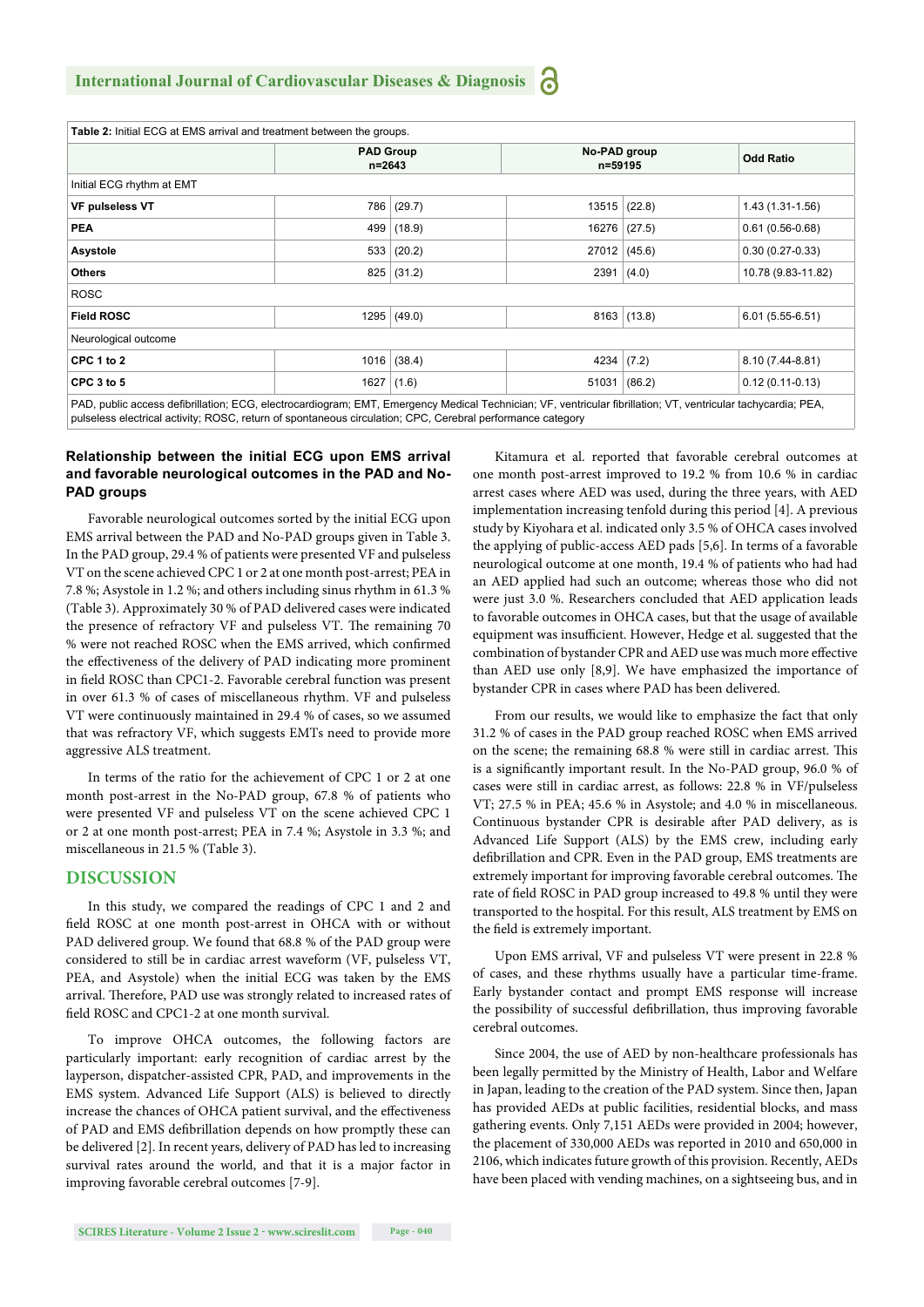**Table 2:** Initial ECG at EMS arrival and treatment between the groups.

| | PAD Group n=2643 | | No-PAD group n=59195 | | Odd Ratio |
|---|---|---|---|---|---|
| Initial ECG rhythm at EMT | | | | | |
| **VF pulseless VT** | 786 | (29.7) | 13515 | (22.8) | 1.43 (1.31-1.56) |
| **PEA** | 499 | (18.9) | 16276 | (27.5) | 0.61 (0.56-0.68) |
| **Asystole** | 533 | (20.2) | 27012 | (45.6) | 0.30 (0.27-0.33) |
| **Others** | 825 | (31.2) | 2391 | (4.0) | 10.78 (9.83-11.82) |
| ROSC | | | | | |
| **Field ROSC** | 1295 | (49.0) | 8163 | (13.8) | 6.01 (5.55-6.51) |
| Neurological outcome | | | | | |
| **CPC 1 to 2** | 1016 | (38.4) | 4234 | (7.2) | 8.10 (7.44-8.81) |
| **CPC 3 to 5** | 1627 | (1.6) | 51031 | (86.2) | 0.12 (0.11-0.13) |

PAD, public access defibrillation; ECG, electrocardiogram; EMT, Emergency Medical Technician; VF, ventricular fibrillation; VT, ventricular tachycardia; PEA, pulseless electrical activity; ROSC, return of spontaneous circulation; CPC, Cerebral performance category

### Relationship between the initial ECG upon EMS arrival and favorable neurological outcomes in the PAD and No-PAD groups

Favorable neurological outcomes sorted by the initial ECG upon EMS arrival between the PAD and No-PAD groups given in Table 3. In the PAD group, 29.4 % of patients were presented VF and pulseless VT on the scene achieved CPC 1 or 2 at one month post-arrest; PEA in 7.8 %; Asystole in 1.2 %; and others including sinus rhythm in 61.3 % (Table 3). Approximately 30 % of PAD delivered cases were indicated the presence of refractory VF and pulseless VT. The remaining 70 % were not reached ROSC when the EMS arrived, which confirmed the effectiveness of the delivery of PAD indicating more prominent in field ROSC than CPC1-2. Favorable cerebral function was present in over 61.3 % of cases of miscellaneous rhythm. VF and pulseless VT were continuously maintained in 29.4 % of cases, so we assumed that was refractory VF, which suggests EMTs need to provide more aggressive ALS treatment.

In terms of the ratio for the achievement of CPC 1 or 2 at one month post-arrest in the No-PAD group, 67.8 % of patients who were presented VF and pulseless VT on the scene achieved CPC 1 or 2 at one month post-arrest; PEA in 7.4 %; Asystole in 3.3 %; and miscellaneous in 21.5 % (Table 3).

## DISCUSSION

In this study, we compared the readings of CPC 1 and 2 and field ROSC at one month post-arrest in OHCA with or without PAD delivered group. We found that 68.8 % of the PAD group were considered to still be in cardiac arrest waveform (VF, pulseless VT, PEA, and Asystole) when the initial ECG was taken by the EMS arrival. Therefore, PAD use was strongly related to increased rates of field ROSC and CPC1-2 at one month survival.

To improve OHCA outcomes, the following factors are particularly important: early recognition of cardiac arrest by the layperson, dispatcher-assisted CPR, PAD, and improvements in the EMS system. Advanced Life Support (ALS) is believed to directly increase the chances of OHCA patient survival, and the effectiveness of PAD and EMS defibrillation depends on how promptly these can be delivered [2]. In recent years, delivery of PAD has led to increasing survival rates around the world, and that it is a major factor in improving favorable cerebral outcomes [7-9].

Kitamura et al. reported that favorable cerebral outcomes at one month post-arrest improved to 19.2 % from 10.6 % in cardiac arrest cases where AED was used, during the three years, with AED implementation increasing tenfold during this period [4]. A previous study by Kiyohara et al. indicated only 3.5 % of OHCA cases involved the applying of public-access AED pads [5,6]. In terms of a favorable neurological outcome at one month, 19.4 % of patients who had had an AED applied had such an outcome; whereas those who did not were just 3.0 %. Researchers concluded that AED application leads to favorable outcomes in OHCA cases, but that the usage of available equipment was insufficient. However, Hedge et al. suggested that the combination of bystander CPR and AED use was much more effective than AED use only [8,9]. We have emphasized the importance of bystander CPR in cases where PAD has been delivered.

From our results, we would like to emphasize the fact that only 31.2 % of cases in the PAD group reached ROSC when EMS arrived on the scene; the remaining 68.8 % were still in cardiac arrest. This is a significantly important result. In the No-PAD group, 96.0 % of cases were still in cardiac arrest, as follows: 22.8 % in VF/pulseless VT; 27.5 % in PEA; 45.6 % in Asystole; and 4.0 % in miscellaneous. Continuous bystander CPR is desirable after PAD delivery, as is Advanced Life Support (ALS) by the EMS crew, including early defibrillation and CPR. Even in the PAD group, EMS treatments are extremely important for improving favorable cerebral outcomes. The rate of field ROSC in PAD group increased to 49.8 % until they were transported to the hospital. For this result, ALS treatment by EMS on the field is extremely important.

Upon EMS arrival, VF and pulseless VT were present in 22.8 % of cases, and these rhythms usually have a particular time-frame. Early bystander contact and prompt EMS response will increase the possibility of successful defibrillation, thus improving favorable cerebral outcomes.

Since 2004, the use of AED by non-healthcare professionals has been legally permitted by the Ministry of Health, Labor and Welfare in Japan, leading to the creation of the PAD system. Since then, Japan has provided AEDs at public facilities, residential blocks, and mass gathering events. Only 7,151 AEDs were provided in 2004; however, the placement of 330,000 AEDs was reported in 2010 and 650,000 in 2106, which indicates future growth of this provision. Recently, AEDs have been placed with vending machines, on a sightseeing bus, and in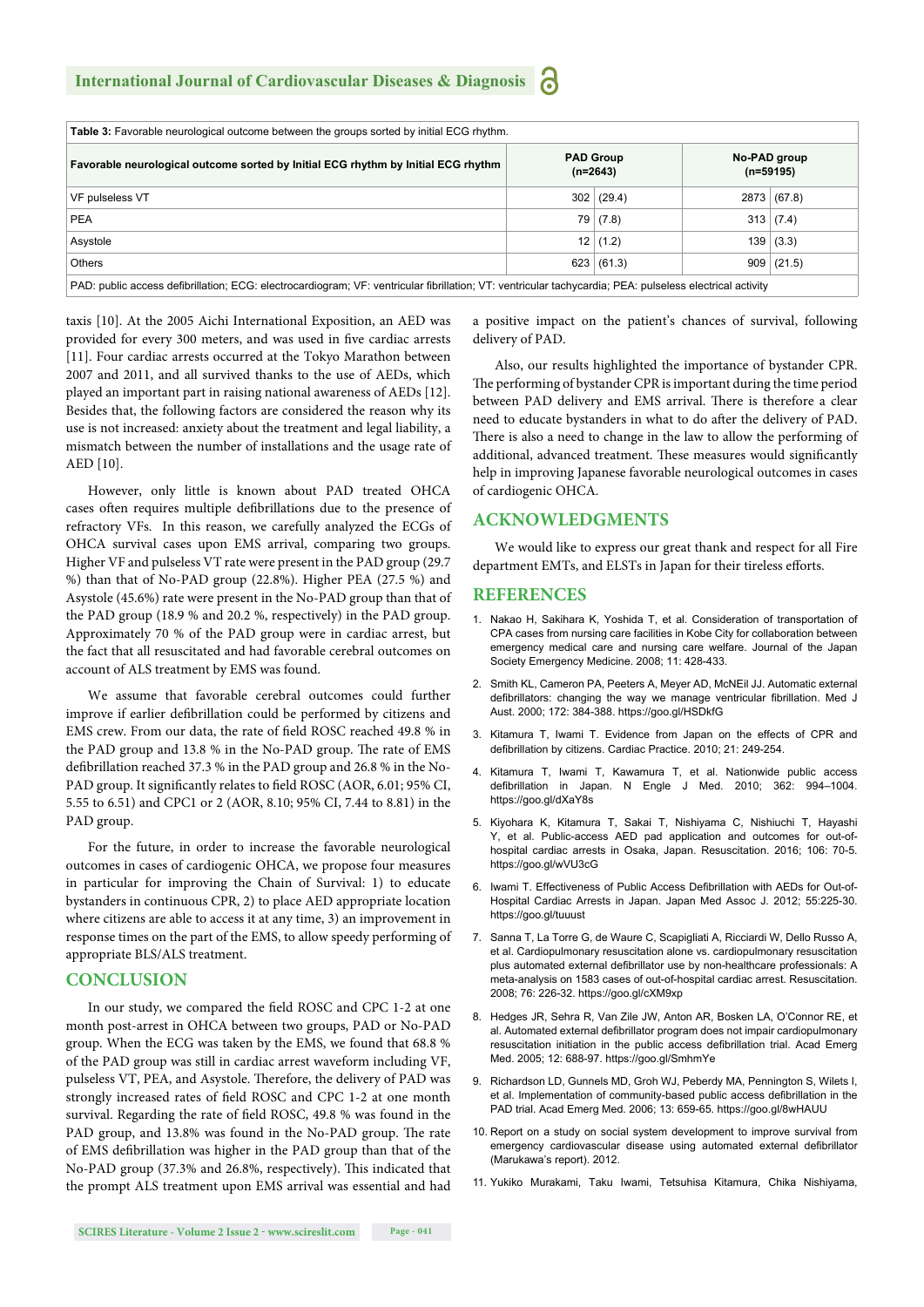Table 3: Favorable neurological outcome between the groups sorted by initial ECG rhythm.

| Favorable neurological outcome sorted by Initial ECG rhythm by Initial ECG rhythm | PAD Group (n=2643) | | No-PAD group (n=59195) | |
|---|---|---|---|---|
| VF pulseless VT | 302 | (29.4) | 2873 | (67.8) |
| PEA | 79 | (7.8) | 313 | (7.4) |
| Asystole | 12 | (1.2) | 139 | (3.3) |
| Others | 623 | (61.3) | 909 | (21.5) |

PAD: public access defibrillation; ECG: electrocardiogram; VF: ventricular fibrillation; VT: ventricular tachycardia; PEA: pulseless electrical activity

taxis [10]. At the 2005 Aichi International Exposition, an AED was provided for every 300 meters, and was used in five cardiac arrests [11]. Four cardiac arrests occurred at the Tokyo Marathon between 2007 and 2011, and all survived thanks to the use of AEDs, which played an important part in raising national awareness of AEDs [12]. Besides that, the following factors are considered the reason why its use is not increased: anxiety about the treatment and legal liability, a mismatch between the number of installations and the usage rate of AED [10].

However, only little is known about PAD treated OHCA cases often requires multiple defibrillations due to the presence of refractory VFs. In this reason, we carefully analyzed the ECGs of OHCA survival cases upon EMS arrival, comparing two groups. Higher VF and pulseless VT rate were present in the PAD group (29.7 %) than that of No-PAD group (22.8%). Higher PEA (27.5 %) and Asystole (45.6%) rate were present in the No-PAD group than that of the PAD group (18.9 % and 20.2 %, respectively) in the PAD group. Approximately 70 % of the PAD group were in cardiac arrest, but the fact that all resuscitated and had favorable cerebral outcomes on account of ALS treatment by EMS was found.

We assume that favorable cerebral outcomes could further improve if earlier defibrillation could be performed by citizens and EMS crew. From our data, the rate of field ROSC reached 49.8 % in the PAD group and 13.8 % in the No-PAD group. The rate of EMS defibrillation reached 37.3 % in the PAD group and 26.8 % in the No-PAD group. It significantly relates to field ROSC (AOR, 6.01; 95% CI, 5.55 to 6.51) and CPC1 or 2 (AOR, 8.10; 95% CI, 7.44 to 8.81) in the PAD group.

For the future, in order to increase the favorable neurological outcomes in cases of cardiogenic OHCA, we propose four measures in particular for improving the Chain of Survival: 1) to educate bystanders in continuous CPR, 2) to place AED appropriate location where citizens are able to access it at any time, 3) an improvement in response times on the part of the EMS, to allow speedy performing of appropriate BLS/ALS treatment.

## CONCLUSION

In our study, we compared the field ROSC and CPC 1-2 at one month post-arrest in OHCA between two groups, PAD or No-PAD group. When the ECG was taken by the EMS, we found that 68.8 % of the PAD group was still in cardiac arrest waveform including VF, pulseless VT, PEA, and Asystole. Therefore, the delivery of PAD was strongly increased rates of field ROSC and CPC 1-2 at one month survival. Regarding the rate of field ROSC, 49.8 % was found in the PAD group, and 13.8% was found in the No-PAD group. The rate of EMS defibrillation was higher in the PAD group than that of the No-PAD group (37.3% and 26.8%, respectively). This indicated that the prompt ALS treatment upon EMS arrival was essential and had a positive impact on the patient's chances of survival, following delivery of PAD.

Also, our results highlighted the importance of bystander CPR. The performing of bystander CPR is important during the time period between PAD delivery and EMS arrival. There is therefore a clear need to educate bystanders in what to do after the delivery of PAD. There is also a need to change in the law to allow the performing of additional, advanced treatment. These measures would significantly help in improving Japanese favorable neurological outcomes in cases of cardiogenic OHCA.

## ACKNOWLEDGMENTS

We would like to express our great thank and respect for all Fire department EMTs, and ELSTs in Japan for their tireless efforts.

## REFERENCES

1. Nakao H, Sakihara K, Yoshida T, et al. Consideration of transportation of CPA cases from nursing care facilities in Kobe City for collaboration between emergency medical care and nursing care welfare. Journal of the Japan Society Emergency Medicine. 2008; 11: 428-433.
2. Smith KL, Cameron PA, Peeters A, Meyer AD, McNEil JJ. Automatic external defibrillators: changing the way we manage ventricular fibrillation. Med J Aust. 2000; 172: 384-388. https://goo.gl/HSDkfG
3. Kitamura T, Iwami T. Evidence from Japan on the effects of CPR and defibrillation by citizens. Cardiac Practice. 2010; 21: 249-254.
4. Kitamura T, Iwami T, Kawamura T, et al. Nationwide public access defibrillation in Japan. N Engle J Med. 2010; 362: 994–1004. https://goo.gl/dXaY8s
5. Kiyohara K, Kitamura T, Sakai T, Nishiyama C, Nishiuchi T, Hayashi Y, et al. Public-access AED pad application and outcomes for out-of-hospital cardiac arrests in Osaka, Japan. Resuscitation. 2016; 106: 70-5. https://goo.gl/wVU3cG
6. Iwami T. Effectiveness of Public Access Defibrillation with AEDs for Out-of-Hospital Cardiac Arrests in Japan. Japan Med Assoc J. 2012; 55:225-30. https://goo.gl/tuuust
7. Sanna T, La Torre G, de Waure C, Scapigliati A, Ricciardi W, Dello Russo A, et al. Cardiopulmonary resuscitation alone vs. cardiopulmonary resuscitation plus automated external defibrillator use by non-healthcare professionals: A meta-analysis on 1583 cases of out-of-hospital cardiac arrest. Resuscitation. 2008; 76: 226-32. https://goo.gl/cXM9xp
8. Hedges JR, Sehra R, Van Zile JW, Anton AR, Bosken LA, O'Connor RE, et al. Automated external defibrillator program does not impair cardiopulmonary resuscitation initiation in the public access defibrillation trial. Acad Emerg Med. 2005; 12: 688-97. https://goo.gl/SmhmYe
9. Richardson LD, Gunnels MD, Groh WJ, Peberdy MA, Pennington S, Wilets I, et al. Implementation of community-based public access defibrillation in the PAD trial. Acad Emerg Med. 2006; 13: 659-65. https://goo.gl/8wHAUU
10. Report on a study on social system development to improve survival from emergency cardiovascular disease using automated external defibrillator (Marukawa's report). 2012.
11. Yukiko Murakami, Taku Iwami, Tetsuhisa Kitamura, Chika Nishiyama,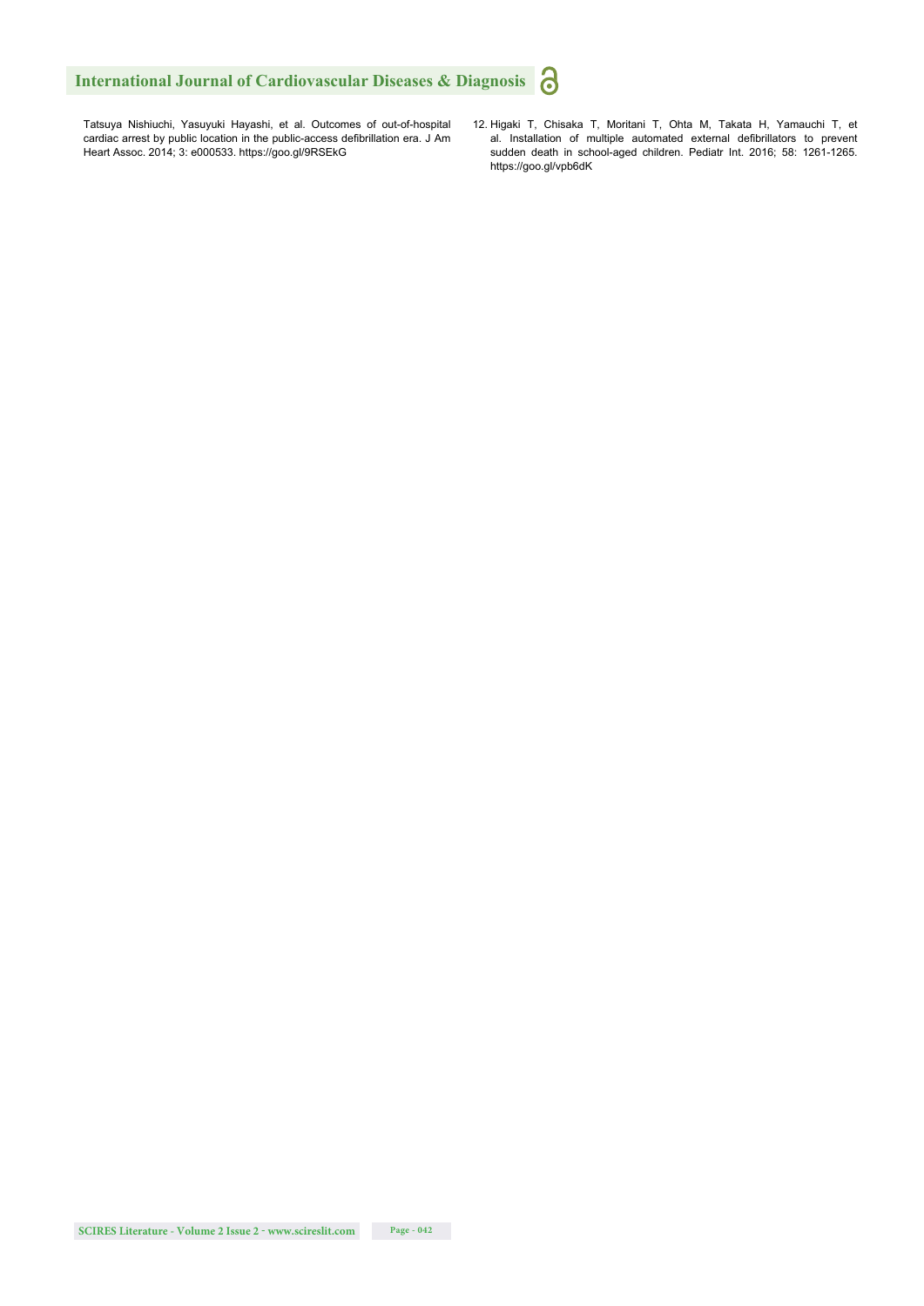Tatsuya Nishiuchi, Yasuyuki Hayashi, et al. Outcomes of out-of-hospital cardiac arrest by public location in the public-access defibrillation era. J Am Heart Assoc. 2014; 3: e000533. https://goo.gl/9RSEkG

12. Higaki T, Chisaka T, Moritani T, Ohta M, Takata H, Yamauchi T, et al. Installation of multiple automated external defibrillators to prevent sudden death in school-aged children. Pediatr Int. 2016; 58: 1261-1265. https://goo.gl/vpb6dK